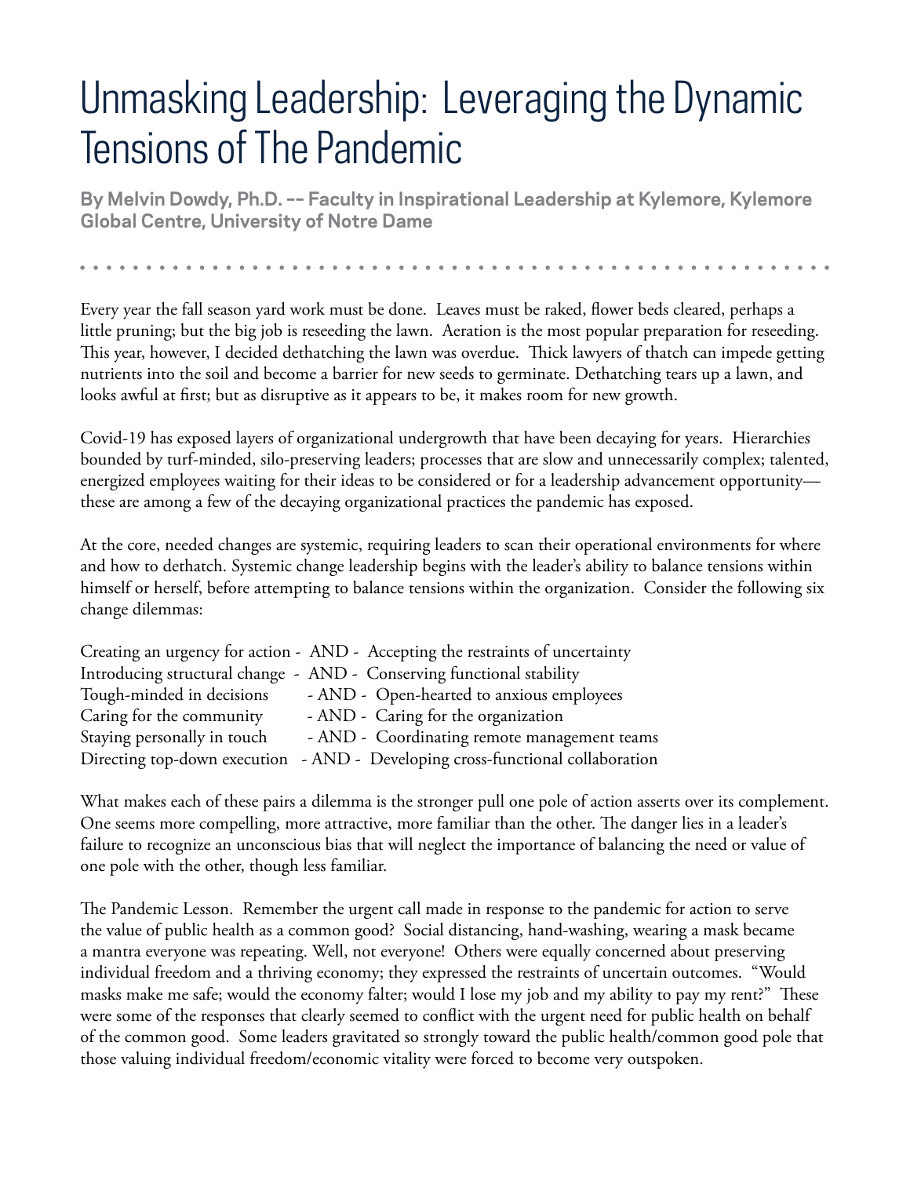# Unmasking Leadership: Leveraging the Dynamic Tensions of The Pandemic

**By Melvin Dowdy, Ph.D. -- Faculty in Inspirational Leadership at Kylemore, Kylemore Global Centre, University of Notre Dame**

Every year the fall season yard work must be done. Leaves must be raked, flower beds cleared, perhaps a little pruning; but the big job is reseeding the lawn. Aeration is the most popular preparation for reseeding. This year, however, I decided dethatching the lawn was overdue. Thick lawyers of thatch can impede getting nutrients into the soil and become a barrier for new seeds to germinate. Dethatching tears up a lawn, and looks awful at first; but as disruptive as it appears to be, it makes room for new growth.

Covid-19 has exposed layers of organizational undergrowth that have been decaying for years. Hierarchies bounded by turf-minded, silo-preserving leaders; processes that are slow and unnecessarily complex; talented, energized employees waiting for their ideas to be considered or for a leadership advancement opportunity—these are among a few of the decaying organizational practices the pandemic has exposed.

At the core, needed changes are systemic, requiring leaders to scan their operational environments for where and how to dethatch. Systemic change leadership begins with the leader's ability to balance tensions within himself or herself, before attempting to balance tensions within the organization. Consider the following six change dilemmas:

Creating an urgency for action - AND - Accepting the restraints of uncertainty
Introducing structural change - AND - Conserving functional stability
Tough-minded in decisions - AND - Open-hearted to anxious employees
Caring for the community - AND - Caring for the organization
Staying personally in touch - AND - Coordinating remote management teams
Directing top-down execution - AND - Developing cross-functional collaboration

What makes each of these pairs a dilemma is the stronger pull one pole of action asserts over its complement. One seems more compelling, more attractive, more familiar than the other. The danger lies in a leader's failure to recognize an unconscious bias that will neglect the importance of balancing the need or value of one pole with the other, though less familiar.

The Pandemic Lesson. Remember the urgent call made in response to the pandemic for action to serve the value of public health as a common good? Social distancing, hand-washing, wearing a mask became a mantra everyone was repeating. Well, not everyone! Others were equally concerned about preserving individual freedom and a thriving economy; they expressed the restraints of uncertain outcomes. "Would masks make me safe; would the economy falter; would I lose my job and my ability to pay my rent?" These were some of the responses that clearly seemed to conflict with the urgent need for public health on behalf of the common good. Some leaders gravitated so strongly toward the public health/common good pole that those valuing individual freedom/economic vitality were forced to become very outspoken.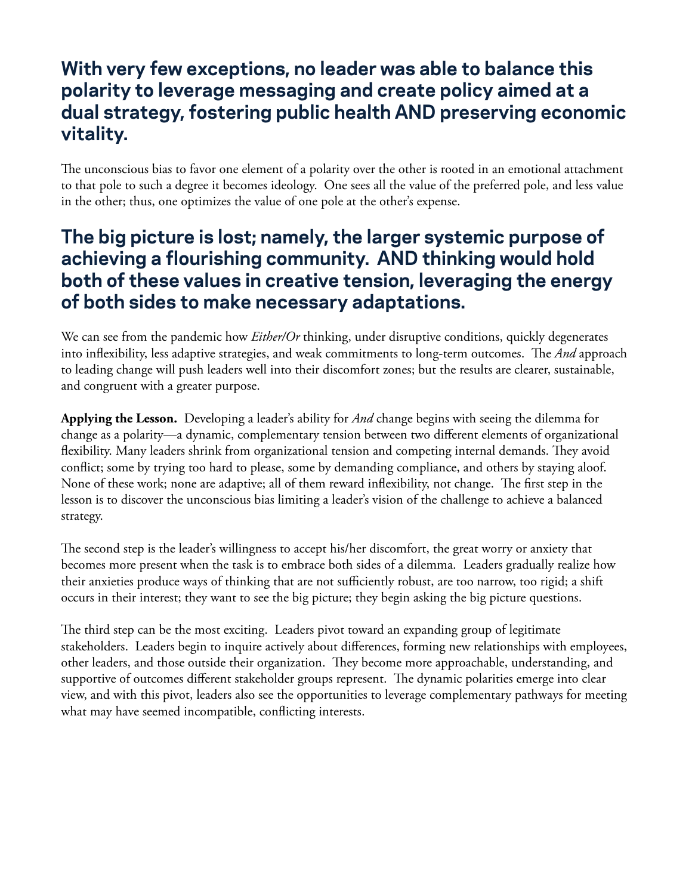## With very few exceptions, no leader was able to balance this polarity to leverage messaging and create policy aimed at a dual strategy, fostering public health AND preserving economic vitality.

The unconscious bias to favor one element of a polarity over the other is rooted in an emotional attachment to that pole to such a degree it becomes ideology. One sees all the value of the preferred pole, and less value in the other; thus, one optimizes the value of one pole at the other's expense.

## The big picture is lost; namely, the larger systemic purpose of achieving a flourishing community. AND thinking would hold both of these values in creative tension, leveraging the energy of both sides to make necessary adaptations.

We can see from the pandemic how *Either/Or* thinking, under disruptive conditions, quickly degenerates into inflexibility, less adaptive strategies, and weak commitments to long-term outcomes. The *And* approach to leading change will push leaders well into their discomfort zones; but the results are clearer, sustainable, and congruent with a greater purpose.

**Applying the Lesson.** Developing a leader's ability for *And* change begins with seeing the dilemma for change as a polarity—a dynamic, complementary tension between two different elements of organizational flexibility. Many leaders shrink from organizational tension and competing internal demands. They avoid conflict; some by trying too hard to please, some by demanding compliance, and others by staying aloof. None of these work; none are adaptive; all of them reward inflexibility, not change. The first step in the lesson is to discover the unconscious bias limiting a leader's vision of the challenge to achieve a balanced strategy.

The second step is the leader's willingness to accept his/her discomfort, the great worry or anxiety that becomes more present when the task is to embrace both sides of a dilemma. Leaders gradually realize how their anxieties produce ways of thinking that are not sufficiently robust, are too narrow, too rigid; a shift occurs in their interest; they want to see the big picture; they begin asking the big picture questions.

The third step can be the most exciting. Leaders pivot toward an expanding group of legitimate stakeholders. Leaders begin to inquire actively about differences, forming new relationships with employees, other leaders, and those outside their organization. They become more approachable, understanding, and supportive of outcomes different stakeholder groups represent. The dynamic polarities emerge into clear view, and with this pivot, leaders also see the opportunities to leverage complementary pathways for meeting what may have seemed incompatible, conflicting interests.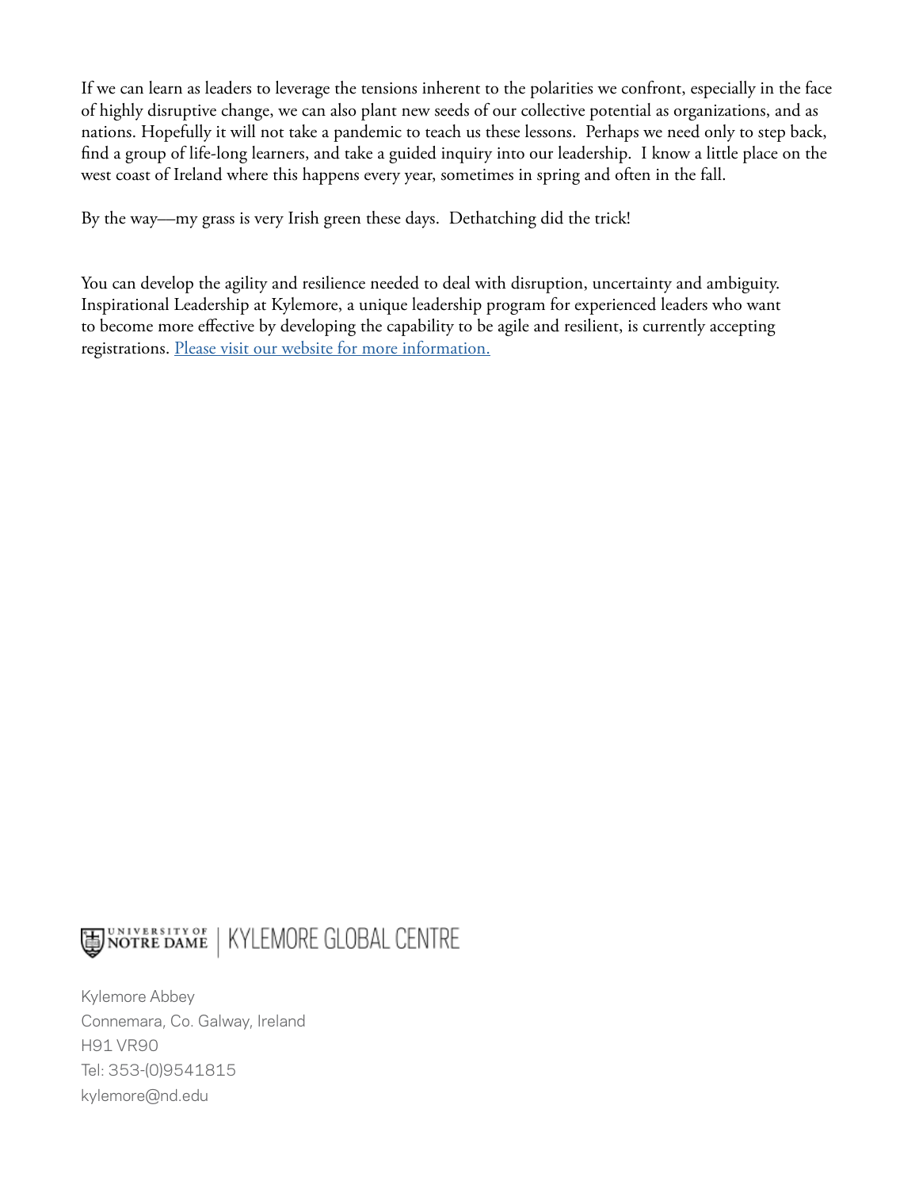If we can learn as leaders to leverage the tensions inherent to the polarities we confront, especially in the face of highly disruptive change, we can also plant new seeds of our collective potential as organizations, and as nations. Hopefully it will not take a pandemic to teach us these lessons. Perhaps we need only to step back, find a group of life-long learners, and take a guided inquiry into our leadership. I know a little place on the west coast of Ireland where this happens every year, sometimes in spring and often in the fall.

By the way—my grass is very Irish green these days. Dethatching did the trick!

You can develop the agility and resilience needed to deal with disruption, uncertainty and ambiguity. Inspirational Leadership at Kylemore, a unique leadership program for experienced leaders who want to become more effective by developing the capability to be agile and resilient, is currently accepting registrations. Please visit our website for more information.

UNIVERSITY OF NOTRE DAME | KYLEMORE GLOBAL CENTRE

Kylemore Abbey
Connemara, Co. Galway, Ireland
H91 VR90
Tel: 353-(0)9541815
kylemore@nd.edu